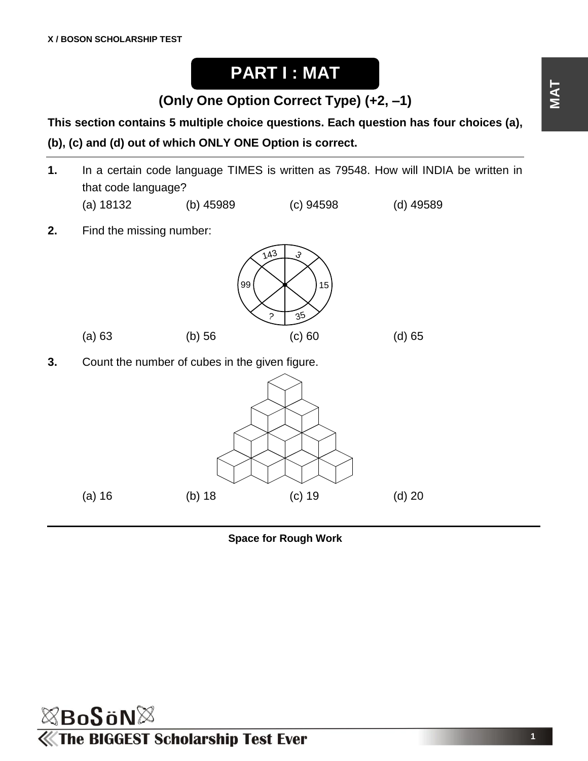# PART I : MAT

## (Only One Option Correct Type) (+2, –1)

**This section contains 5 multiple choice questions. Each question has four choices (a), (b), (c) and (d) out of which ONLY ONE Option is correct.**

---

**1.** In a certain code language TIMES is written as 79548. How will INDIA be written in that code language?

(a) 18132 (b) 45989 (c) 94598 (d) 49589

**2.** Find the missing number:

143, 3, 15, 35, ?, 99

(a) 63 (b) 56 (c) 60 (d) 65

**3.** Count the number of cubes in the given figure.

(a) 16 (b) 18 (c) 19 (d) 20

---

**Space for Rough Work**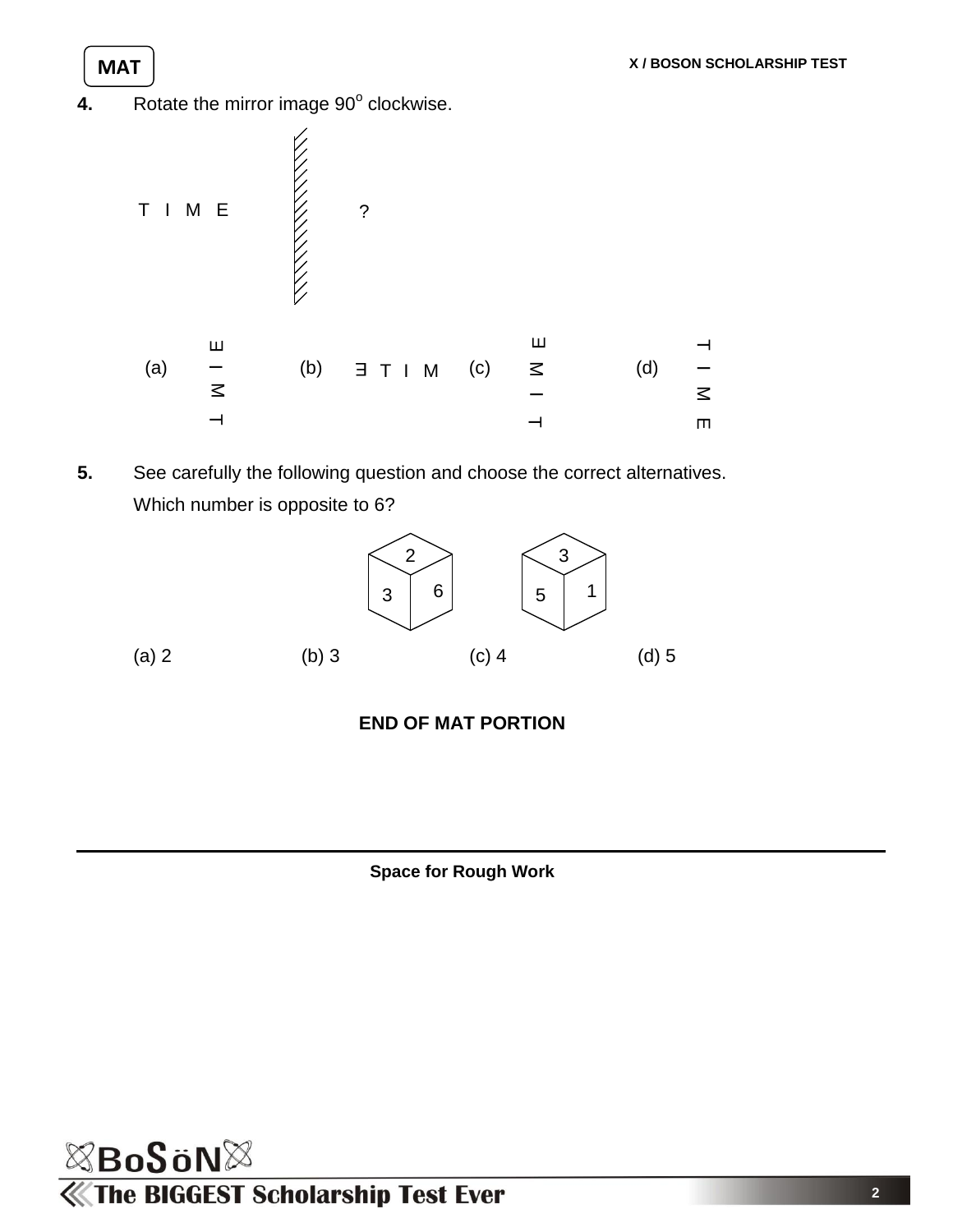**MAT**

**4.** Rotate the mirror image 90° clockwise.

T I M E | ?

(a) T M I E (vertical, rotated)  (b) Ǝ T I M  (c) T I M E (vertical, rotated)  (d) T I M E (vertical)

**5.** See carefully the following question and choose the correct alternatives.

Which number is opposite to 6?

Cube 1: top 2, front 3, side 6  Cube 2: top 3, front 5, side 1

(a) 2  (b) 3  (c) 4  (d) 5

**END OF MAT PORTION**

**Space for Rough Work**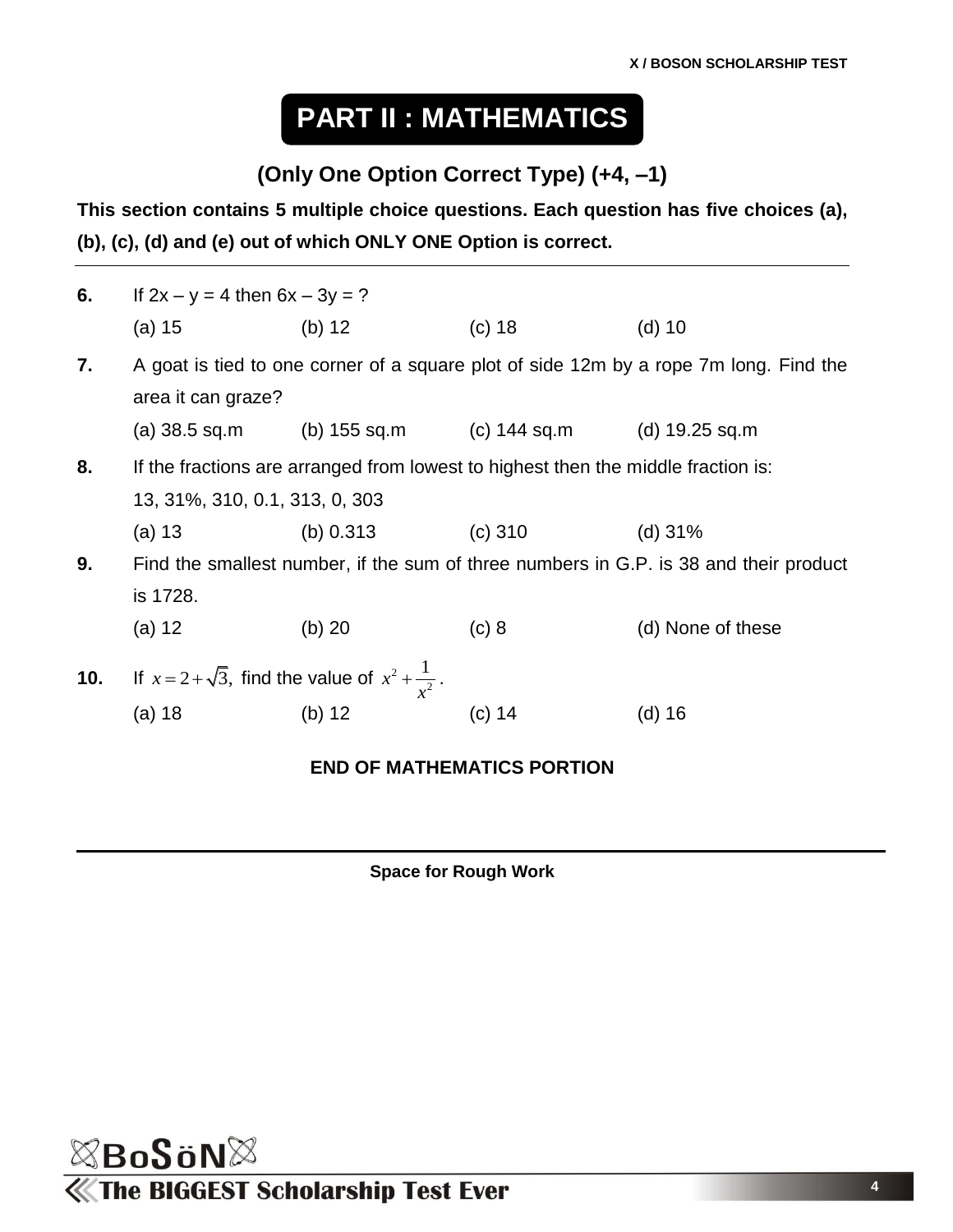# PART II : MATHEMATICS

## (Only One Option Correct Type) (+4, –1)

**This section contains 5 multiple choice questions. Each question has five choices (a), (b), (c), (d) and (e) out of which ONLY ONE Option is correct.**

---

**6.** If $2x - y = 4$ then $6x - 3y = ?$

(a) 15 (b) 12 (c) 18 (d) 10

**7.** A goat is tied to one corner of a square plot of side 12m by a rope 7m long. Find the area it can graze?

(a) 38.5 sq.m (b) 155 sq.m (c) 144 sq.m (d) 19.25 sq.m

**8.** If the fractions are arranged from lowest to highest then the middle fraction is:

13, 31%, 310, 0.1, 313, 0, 303

(a) 13 (b) 0.313 (c) 310 (d) 31%

**9.** Find the smallest number, if the sum of three numbers in G.P. is 38 and their product is 1728.

(a) 12 (b) 20 (c) 8 (d) None of these

**10.** If $x = 2 + \sqrt{3}$, find the value of $x^2 + \frac{1}{x^2}$.

(a) 18 (b) 12 (c) 14 (d) 16

**END OF MATHEMATICS PORTION**

---

**Space for Rough Work**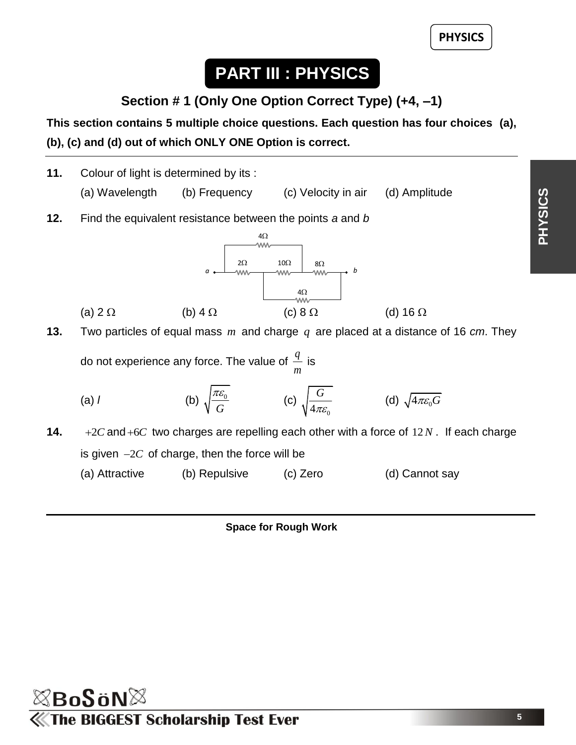# PART III : PHYSICS

## Section # 1 (Only One Option Correct Type) (+4, –1)

**This section contains 5 multiple choice questions. Each question has four choices (a), (b), (c) and (d) out of which ONLY ONE Option is correct.**

**11.** Colour of light is determined by its :

(a) Wavelength (b) Frequency (c) Velocity in air (d) Amplitude

**12.** Find the equivalent resistance between the points *a* and *b*

(a) 2 $\Omega$ (b) 4 $\Omega$ (c) 8 $\Omega$ (d) 16 $\Omega$

**13.** Two particles of equal mass $m$ and charge $q$ are placed at a distance of 16 *cm*. They do not experience any force. The value of $\frac{q}{m}$ is

(a) *l* (b) $\sqrt{\frac{\pi\varepsilon_0}{G}}$ (c) $\sqrt{\frac{G}{4\pi\varepsilon_0}}$ (d) $\sqrt{4\pi\varepsilon_0 G}$

**14.** $+2C$ and $+6C$ two charges are repelling each other with a force of $12\,N$. If each charge is given $-2C$ of charge, then the force will be

(a) Attractive (b) Repulsive (c) Zero (d) Cannot say

**Space for Rough Work**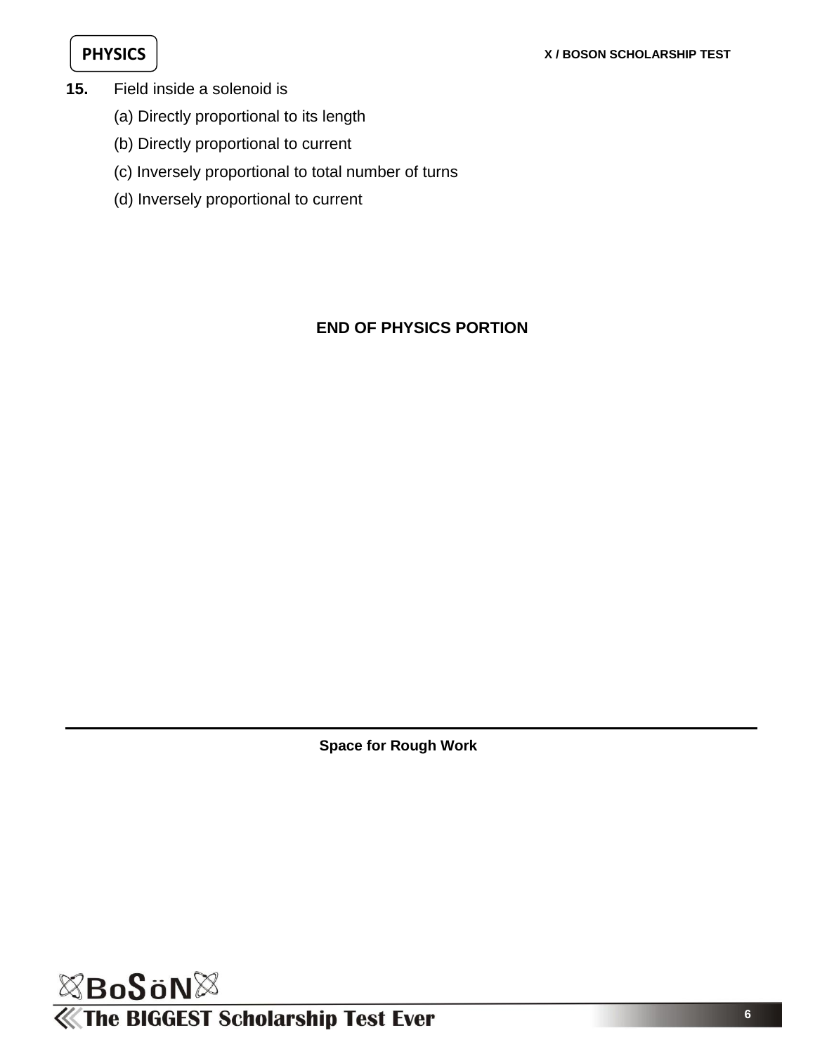**15.** Field inside a solenoid is

(a) Directly proportional to its length

(b) Directly proportional to current

(c) Inversely proportional to total number of turns

(d) Inversely proportional to current

**END OF PHYSICS PORTION**

**Space for Rough Work**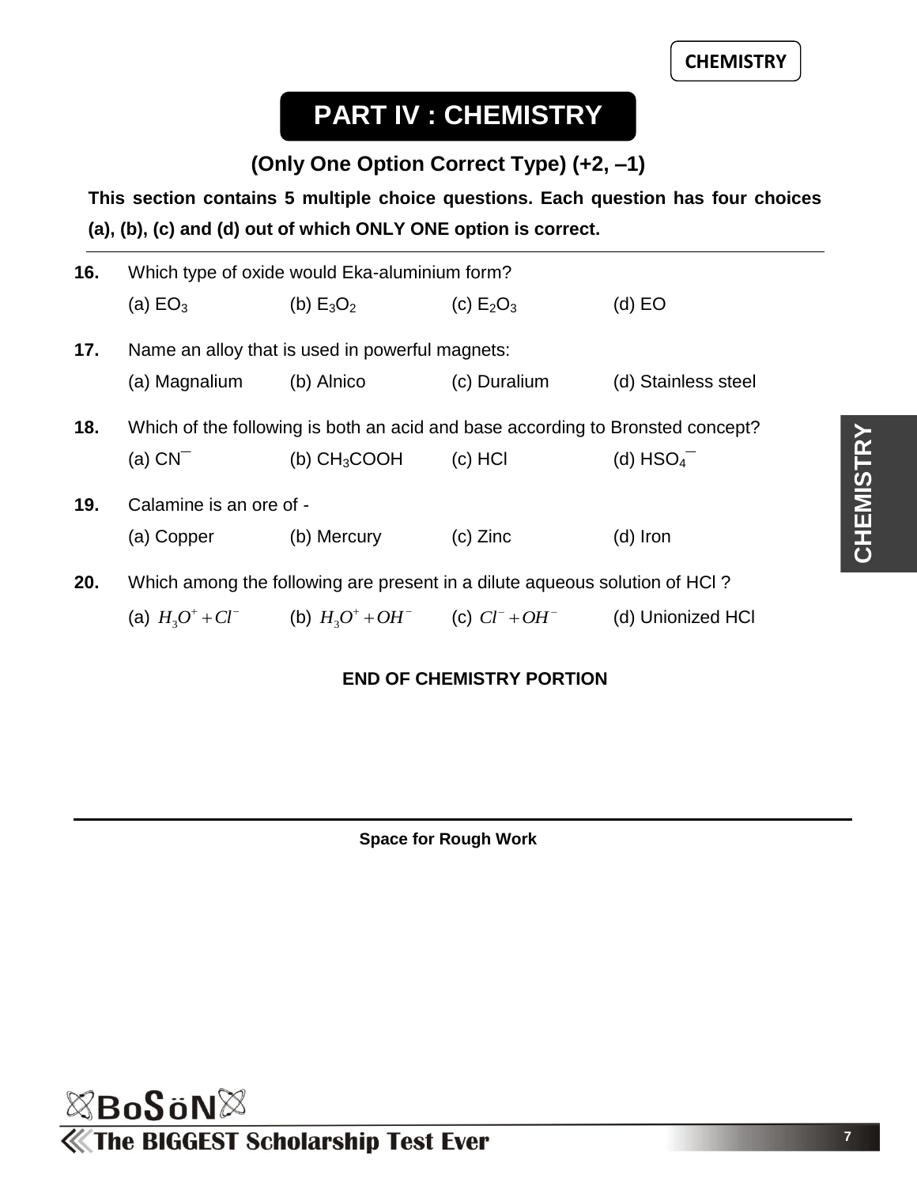# PART IV : CHEMISTRY

### (Only One Option Correct Type) (+2, –1)

**This section contains 5 multiple choice questions. Each question has four choices (a), (b), (c) and (d) out of which ONLY ONE option is correct.**

**16.** Which type of oxide would Eka-aluminium form?

(a) $EO_3$ (b) $E_3O_2$ (c) $E_2O_3$ (d) EO

**17.** Name an alloy that is used in powerful magnets:

(a) Magnalium (b) Alnico (c) Duralium (d) Stainless steel

**18.** Which of the following is both an acid and base according to Bronsted concept?

(a) $CN^-$ (b) $CH_3COOH$ (c) HCl (d) $HSO_4^-$

**19.** Calamine is an ore of -

(a) Copper (b) Mercury (c) Zinc (d) Iron

**20.** Which among the following are present in a dilute aqueous solution of HCl ?

(a) $H_3O^+ + Cl^-$ (b) $H_3O^+ + OH^-$ (c) $Cl^- + OH^-$ (d) Unionized HCl

**END OF CHEMISTRY PORTION**

**Space for Rough Work**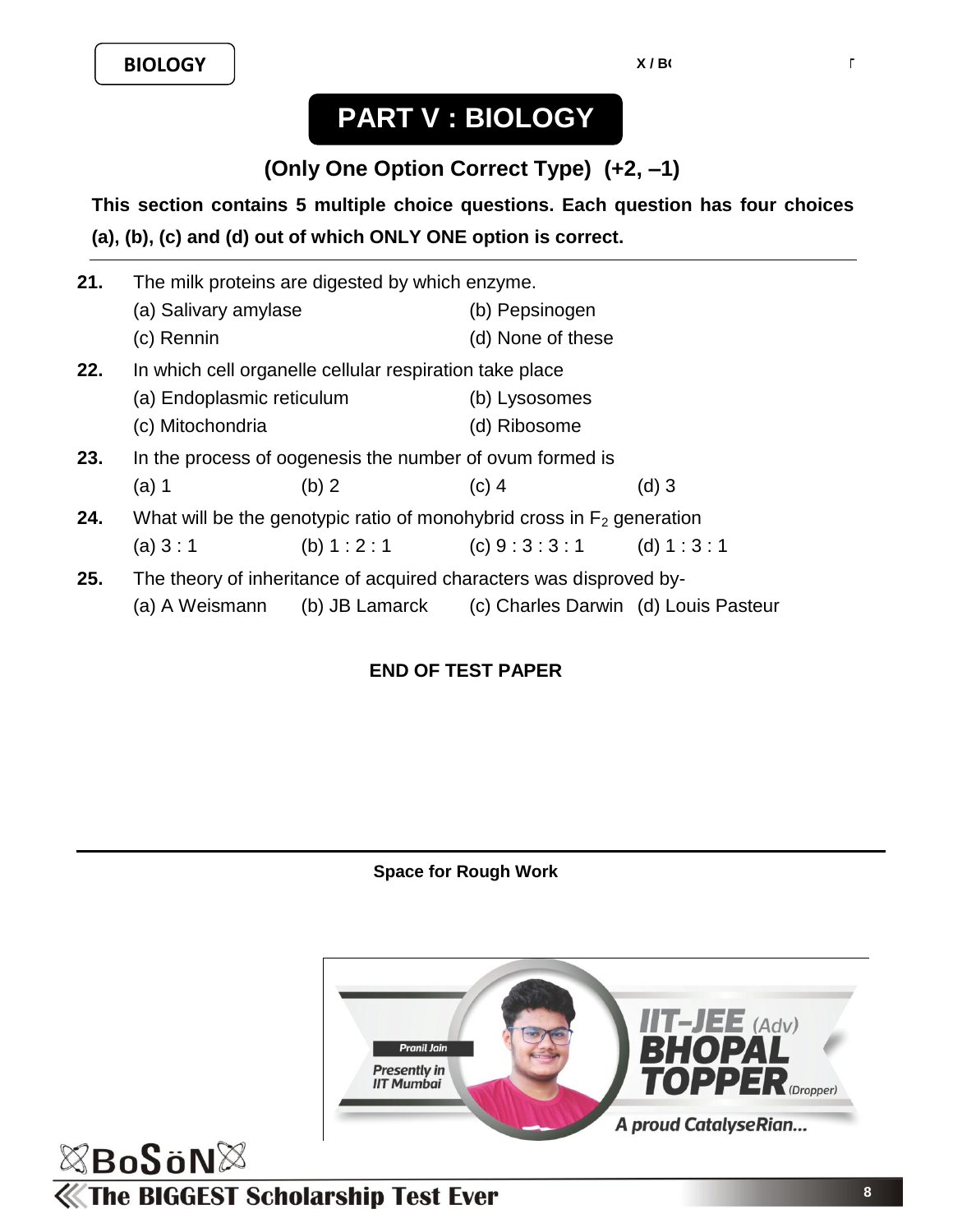# PART V : BIOLOGY

**(Only One Option Correct Type) (+2, –1)**

**This section contains 5 multiple choice questions. Each question has four choices (a), (b), (c) and (d) out of which ONLY ONE option is correct.**

**21.** The milk proteins are digested by which enzyme.

(a) Salivary amylase (b) Pepsinogen
(c) Rennin (d) None of these

**22.** In which cell organelle cellular respiration take place

(a) Endoplasmic reticulum (b) Lysosomes
(c) Mitochondria (d) Ribosome

**23.** In the process of oogenesis the number of ovum formed is

(a) 1 (b) 2 (c) 4 (d) 3

**24.** What will be the genotypic ratio of monohybrid cross in $F_2$ generation

(a) 3 : 1 (b) 1 : 2 : 1 (c) 9 : 3 : 3 : 1 (d) 1 : 3 : 1

**25.** The theory of inheritance of acquired characters was disproved by-

(a) A Weismann (b) JB Lamarck (c) Charles Darwin (d) Louis Pasteur

**END OF TEST PAPER**

**Space for Rough Work**